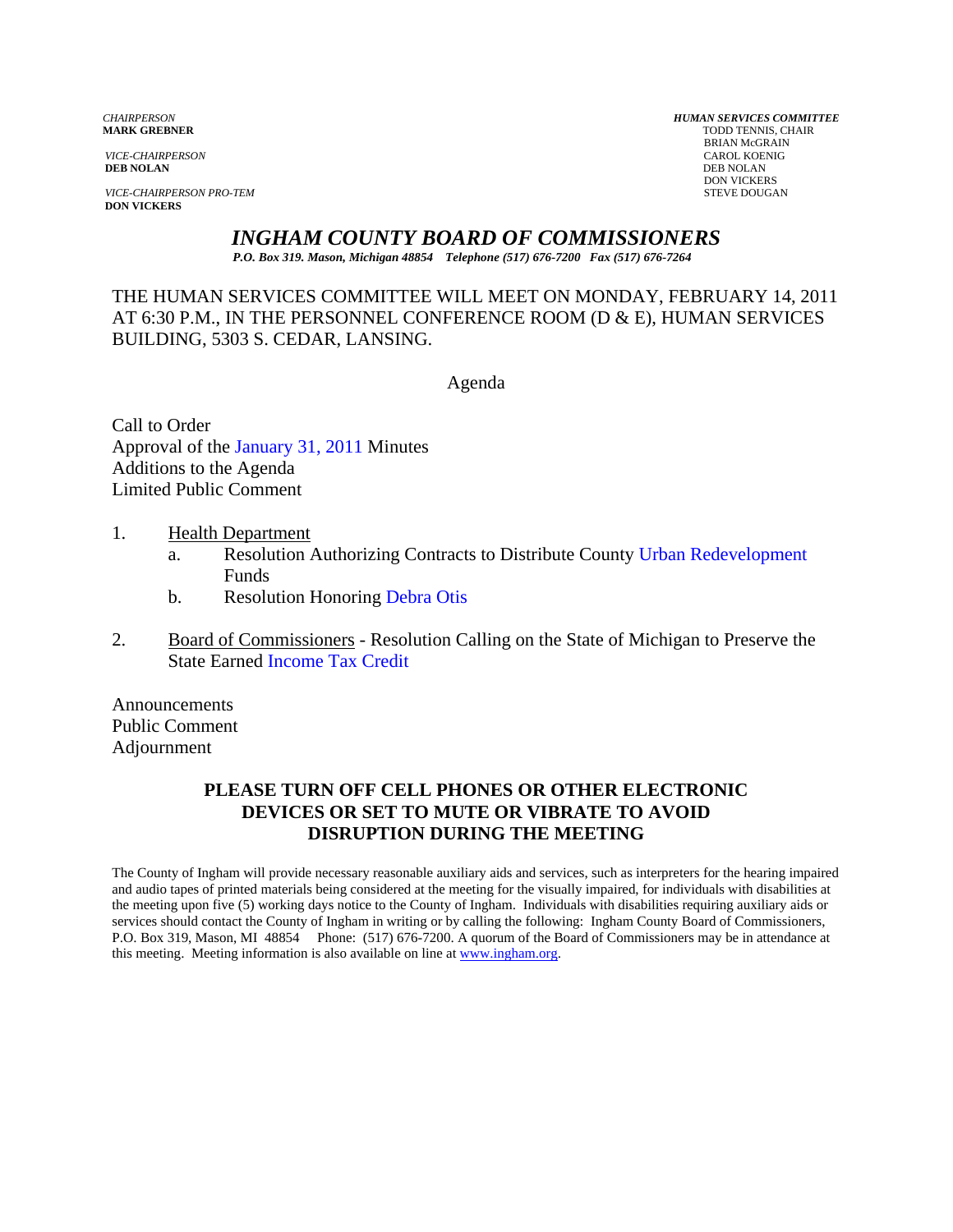*CHAIRPERSON*
**MARK GREBNER**

*VICE-CHAIRPERSON*
**DEB NOLAN**

*VICE-CHAIRPERSON PRO-TEM*
**DON VICKERS**

***HUMAN SERVICES COMMITTEE***
TODD TENNIS, CHAIR
BRIAN McGRAIN
CAROL KOENIG
DEB NOLAN
DON VICKERS
STEVE DOUGAN

# *INGHAM COUNTY BOARD OF COMMISSIONERS*

***P.O. Box 319. Mason, Michigan 48854 Telephone (517) 676-7200 Fax (517) 676-7264***

THE HUMAN SERVICES COMMITTEE WILL MEET ON MONDAY, FEBRUARY 14, 2011 AT 6:30 P.M., IN THE PERSONNEL CONFERENCE ROOM (D & E), HUMAN SERVICES BUILDING, 5303 S. CEDAR, LANSING.

Agenda

Call to Order
Approval of the January 31, 2011 Minutes
Additions to the Agenda
Limited Public Comment

1. Health Department
   a. Resolution Authorizing Contracts to Distribute County Urban Redevelopment Funds
   b. Resolution Honoring Debra Otis

2. Board of Commissioners - Resolution Calling on the State of Michigan to Preserve the State Earned Income Tax Credit

Announcements
Public Comment
Adjournment

**PLEASE TURN OFF CELL PHONES OR OTHER ELECTRONIC DEVICES OR SET TO MUTE OR VIBRATE TO AVOID DISRUPTION DURING THE MEETING**

The County of Ingham will provide necessary reasonable auxiliary aids and services, such as interpreters for the hearing impaired and audio tapes of printed materials being considered at the meeting for the visually impaired, for individuals with disabilities at the meeting upon five (5) working days notice to the County of Ingham. Individuals with disabilities requiring auxiliary aids or services should contact the County of Ingham in writing or by calling the following: Ingham County Board of Commissioners, P.O. Box 319, Mason, MI 48854 Phone: (517) 676-7200. A quorum of the Board of Commissioners may be in attendance at this meeting. Meeting information is also available on line at www.ingham.org.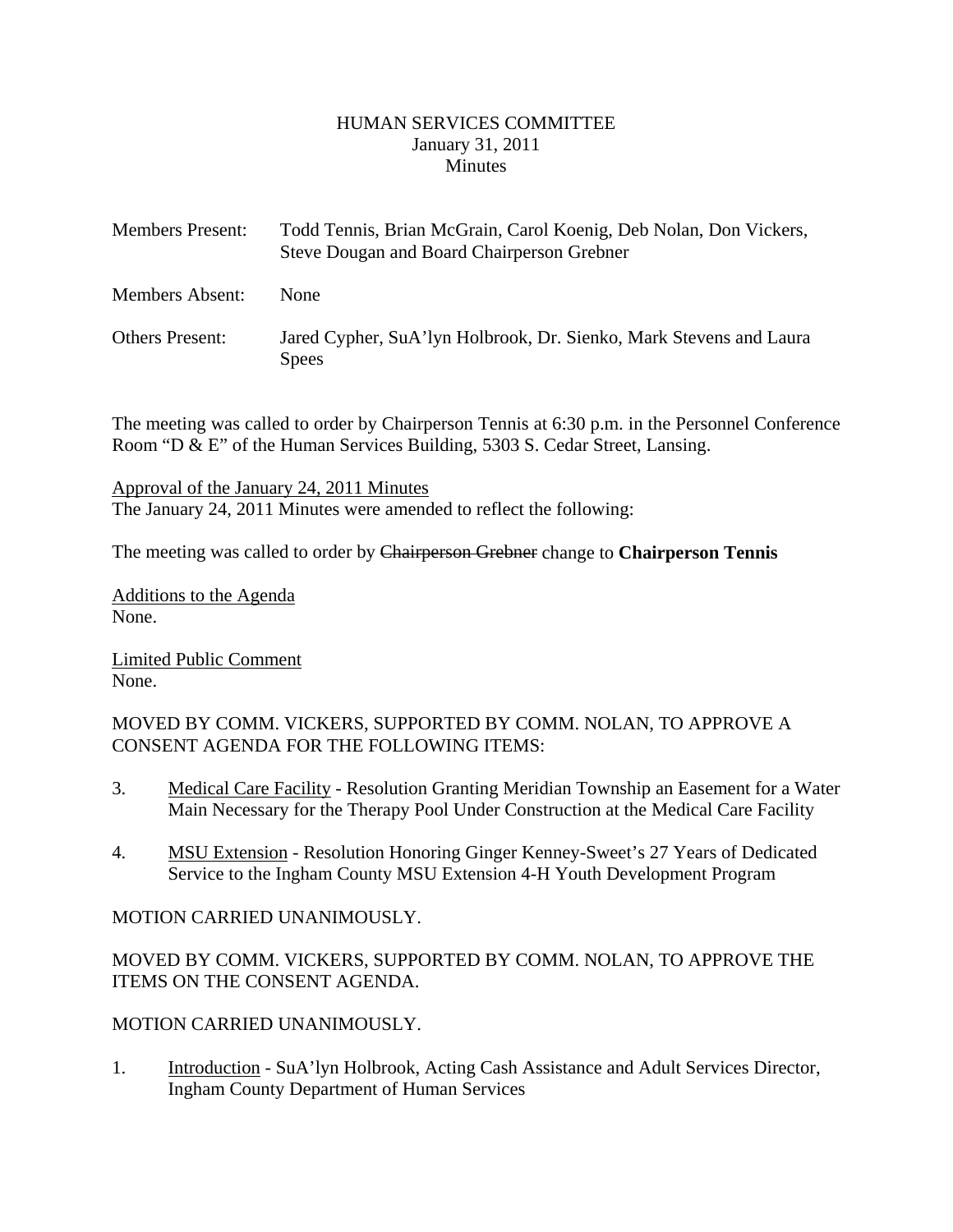HUMAN SERVICES COMMITTEE
January 31, 2011
Minutes

| | |
|---|---|
| Members Present: | Todd Tennis, Brian McGrain, Carol Koenig, Deb Nolan, Don Vickers, Steve Dougan and Board Chairperson Grebner |
| Members Absent: | None |
| Others Present: | Jared Cypher, SuA'lyn Holbrook, Dr. Sienko, Mark Stevens and Laura Spees |

The meeting was called to order by Chairperson Tennis at 6:30 p.m. in the Personnel Conference Room "D & E" of the Human Services Building, 5303 S. Cedar Street, Lansing.

Approval of the January 24, 2011 Minutes
The January 24, 2011 Minutes were amended to reflect the following:

The meeting was called to order by ~~Chairperson Grebner~~ change to **Chairperson Tennis**

Additions to the Agenda
None.

Limited Public Comment
None.

MOVED BY COMM. VICKERS, SUPPORTED BY COMM. NOLAN, TO APPROVE A CONSENT AGENDA FOR THE FOLLOWING ITEMS:

3. Medical Care Facility - Resolution Granting Meridian Township an Easement for a Water Main Necessary for the Therapy Pool Under Construction at the Medical Care Facility

4. MSU Extension - Resolution Honoring Ginger Kenney-Sweet's 27 Years of Dedicated Service to the Ingham County MSU Extension 4-H Youth Development Program

MOTION CARRIED UNANIMOUSLY.

MOVED BY COMM. VICKERS, SUPPORTED BY COMM. NOLAN, TO APPROVE THE ITEMS ON THE CONSENT AGENDA.

MOTION CARRIED UNANIMOUSLY.

1. Introduction - SuA'lyn Holbrook, Acting Cash Assistance and Adult Services Director, Ingham County Department of Human Services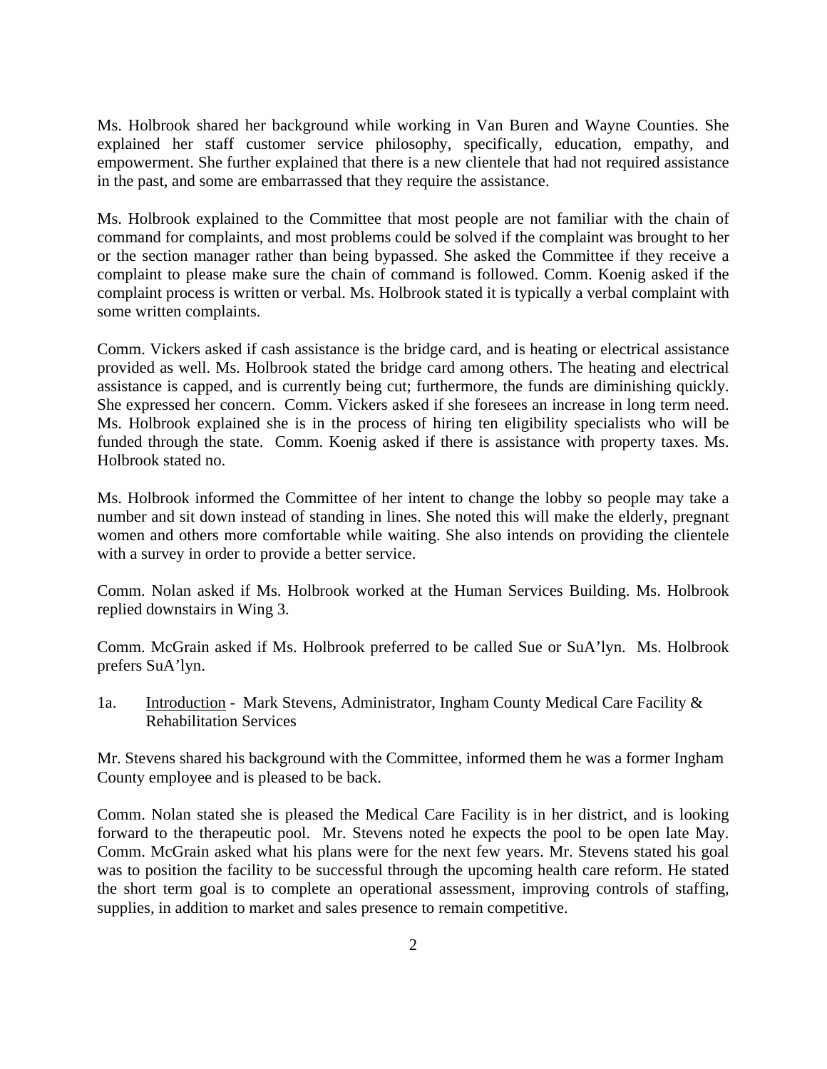Ms. Holbrook shared her background while working in Van Buren and Wayne Counties. She explained her staff customer service philosophy, specifically, education, empathy, and empowerment. She further explained that there is a new clientele that had not required assistance in the past, and some are embarrassed that they require the assistance.

Ms. Holbrook explained to the Committee that most people are not familiar with the chain of command for complaints, and most problems could be solved if the complaint was brought to her or the section manager rather than being bypassed. She asked the Committee if they receive a complaint to please make sure the chain of command is followed. Comm. Koenig asked if the complaint process is written or verbal. Ms. Holbrook stated it is typically a verbal complaint with some written complaints.

Comm. Vickers asked if cash assistance is the bridge card, and is heating or electrical assistance provided as well. Ms. Holbrook stated the bridge card among others. The heating and electrical assistance is capped, and is currently being cut; furthermore, the funds are diminishing quickly. She expressed her concern. Comm. Vickers asked if she foresees an increase in long term need. Ms. Holbrook explained she is in the process of hiring ten eligibility specialists who will be funded through the state. Comm. Koenig asked if there is assistance with property taxes. Ms. Holbrook stated no.

Ms. Holbrook informed the Committee of her intent to change the lobby so people may take a number and sit down instead of standing in lines. She noted this will make the elderly, pregnant women and others more comfortable while waiting. She also intends on providing the clientele with a survey in order to provide a better service.

Comm. Nolan asked if Ms. Holbrook worked at the Human Services Building. Ms. Holbrook replied downstairs in Wing 3.

Comm. McGrain asked if Ms. Holbrook preferred to be called Sue or SuA'lyn. Ms. Holbrook prefers SuA'lyn.

1a. Introduction - Mark Stevens, Administrator, Ingham County Medical Care Facility & Rehabilitation Services

Mr. Stevens shared his background with the Committee, informed them he was a former Ingham County employee and is pleased to be back.

Comm. Nolan stated she is pleased the Medical Care Facility is in her district, and is looking forward to the therapeutic pool. Mr. Stevens noted he expects the pool to be open late May. Comm. McGrain asked what his plans were for the next few years. Mr. Stevens stated his goal was to position the facility to be successful through the upcoming health care reform. He stated the short term goal is to complete an operational assessment, improving controls of staffing, supplies, in addition to market and sales presence to remain competitive.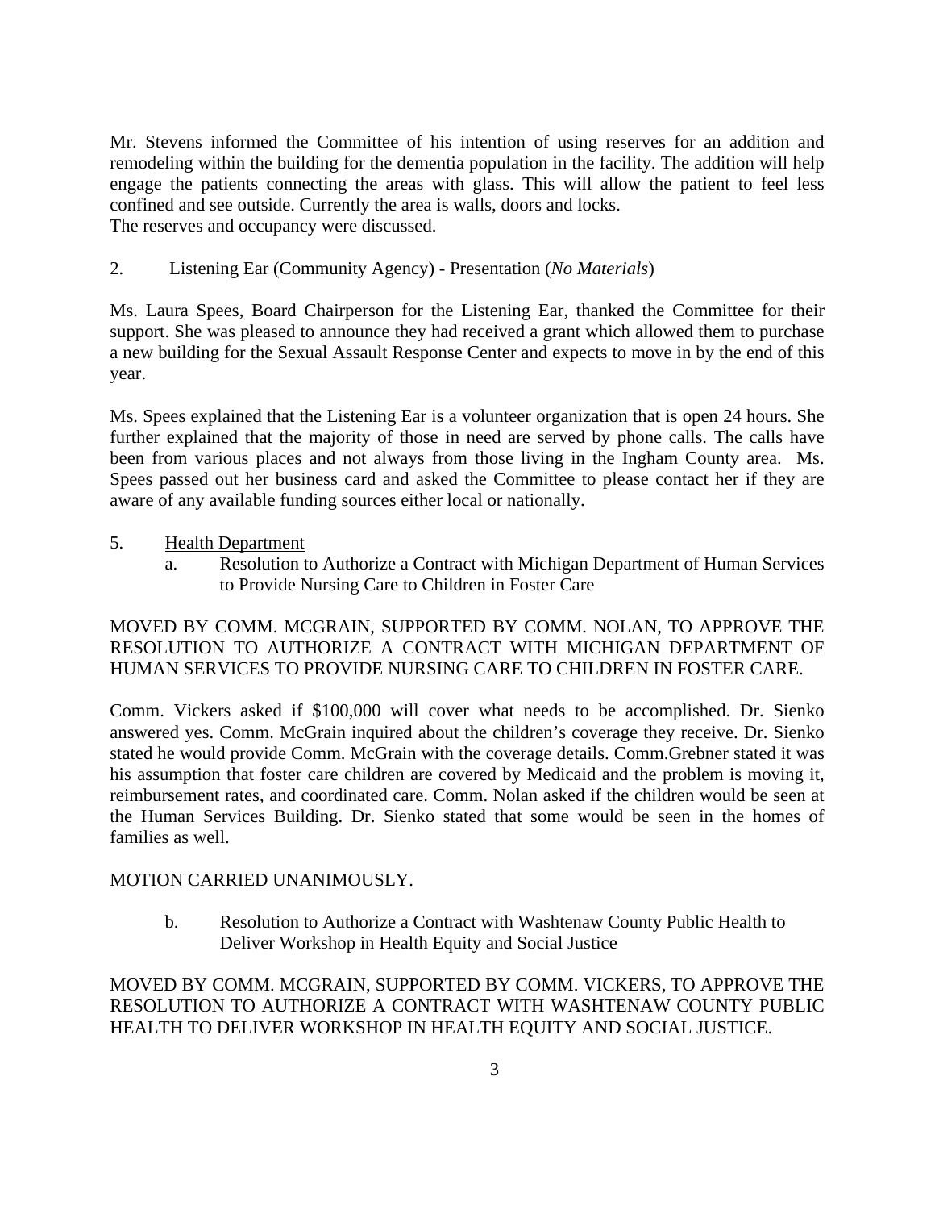Mr. Stevens informed the Committee of his intention of using reserves for an addition and remodeling within the building for the dementia population in the facility. The addition will help engage the patients connecting the areas with glass. This will allow the patient to feel less confined and see outside. Currently the area is walls, doors and locks.
The reserves and occupancy were discussed.

2. Listening Ear (Community Agency) - Presentation (*No Materials*)

Ms. Laura Spees, Board Chairperson for the Listening Ear, thanked the Committee for their support. She was pleased to announce they had received a grant which allowed them to purchase a new building for the Sexual Assault Response Center and expects to move in by the end of this year.

Ms. Spees explained that the Listening Ear is a volunteer organization that is open 24 hours. She further explained that the majority of those in need are served by phone calls. The calls have been from various places and not always from those living in the Ingham County area. Ms. Spees passed out her business card and asked the Committee to please contact her if they are aware of any available funding sources either local or nationally.

5. Health Department
   a. Resolution to Authorize a Contract with Michigan Department of Human Services to Provide Nursing Care to Children in Foster Care

MOVED BY COMM. MCGRAIN, SUPPORTED BY COMM. NOLAN, TO APPROVE THE RESOLUTION TO AUTHORIZE A CONTRACT WITH MICHIGAN DEPARTMENT OF HUMAN SERVICES TO PROVIDE NURSING CARE TO CHILDREN IN FOSTER CARE.

Comm. Vickers asked if $100,000 will cover what needs to be accomplished. Dr. Sienko answered yes. Comm. McGrain inquired about the children's coverage they receive. Dr. Sienko stated he would provide Comm. McGrain with the coverage details. Comm.Grebner stated it was his assumption that foster care children are covered by Medicaid and the problem is moving it, reimbursement rates, and coordinated care. Comm. Nolan asked if the children would be seen at the Human Services Building. Dr. Sienko stated that some would be seen in the homes of families as well.

MOTION CARRIED UNANIMOUSLY.

   b. Resolution to Authorize a Contract with Washtenaw County Public Health to Deliver Workshop in Health Equity and Social Justice

MOVED BY COMM. MCGRAIN, SUPPORTED BY COMM. VICKERS, TO APPROVE THE RESOLUTION TO AUTHORIZE A CONTRACT WITH WASHTENAW COUNTY PUBLIC HEALTH TO DELIVER WORKSHOP IN HEALTH EQUITY AND SOCIAL JUSTICE.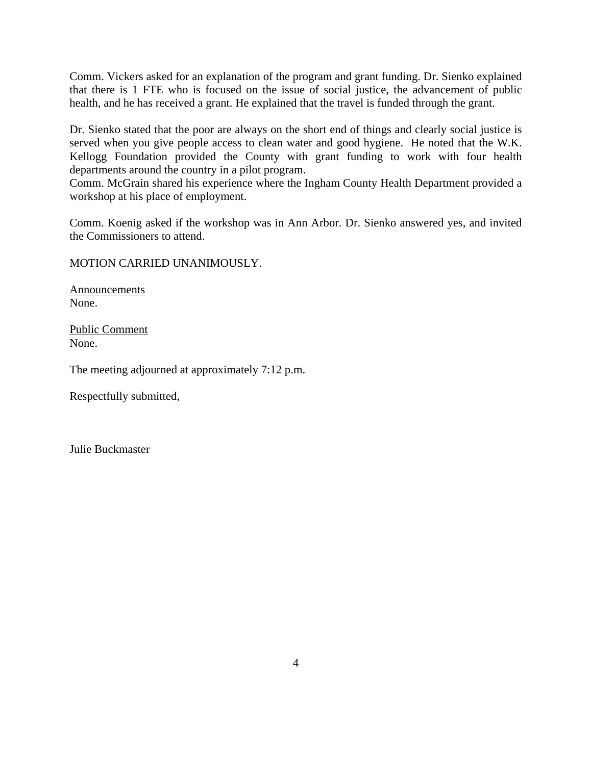Comm. Vickers asked for an explanation of the program and grant funding. Dr. Sienko explained that there is 1 FTE who is focused on the issue of social justice, the advancement of public health, and he has received a grant. He explained that the travel is funded through the grant.

Dr. Sienko stated that the poor are always on the short end of things and clearly social justice is served when you give people access to clean water and good hygiene. He noted that the W.K. Kellogg Foundation provided the County with grant funding to work with four health departments around the country in a pilot program.
Comm. McGrain shared his experience where the Ingham County Health Department provided a workshop at his place of employment.

Comm. Koenig asked if the workshop was in Ann Arbor. Dr. Sienko answered yes, and invited the Commissioners to attend.

MOTION CARRIED UNANIMOUSLY.

Announcements
None.

Public Comment
None.

The meeting adjourned at approximately 7:12 p.m.

Respectfully submitted,

Julie Buckmaster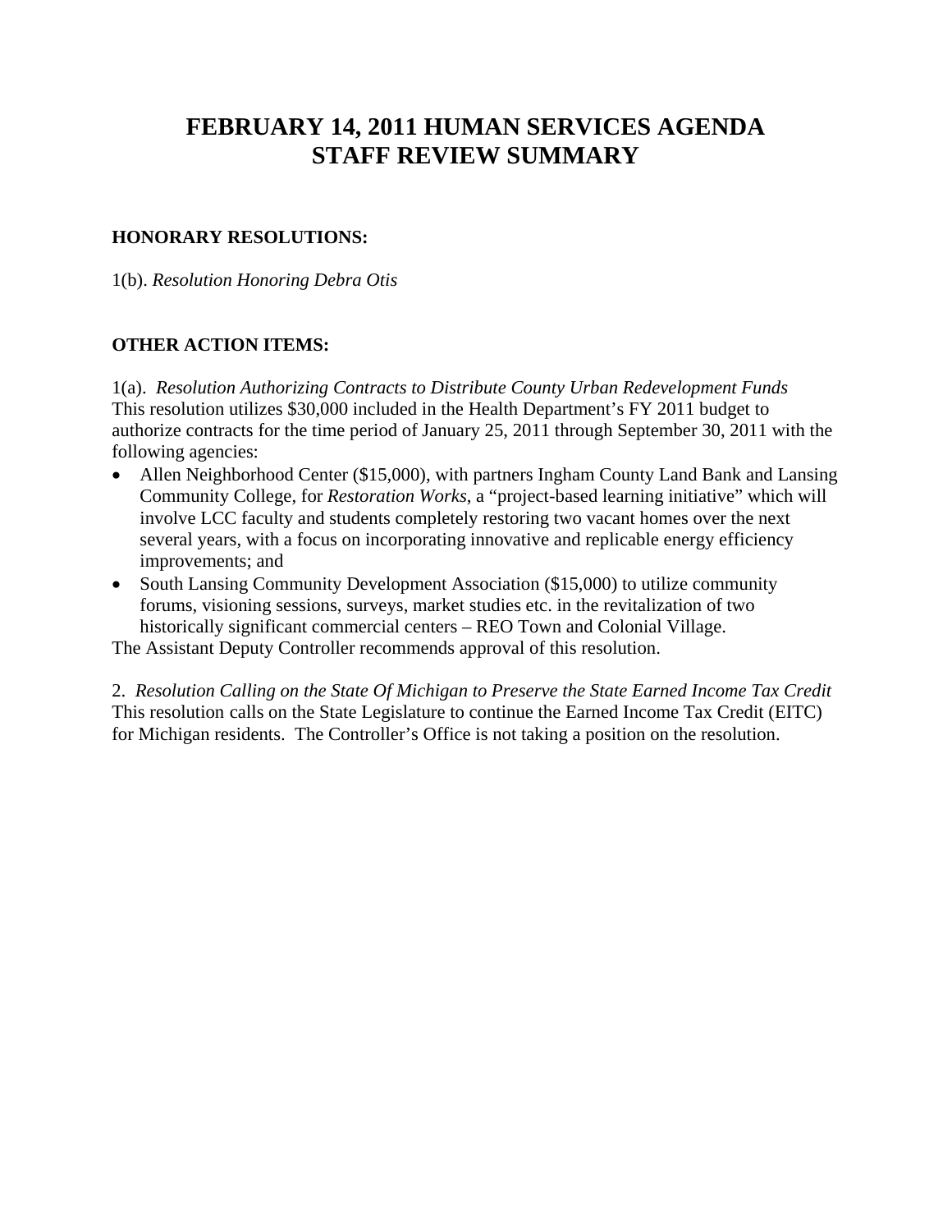# FEBRUARY 14, 2011 HUMAN SERVICES AGENDA STAFF REVIEW SUMMARY

**HONORARY RESOLUTIONS:**

1(b). *Resolution Honoring Debra Otis*

**OTHER ACTION ITEMS:**

1(a). *Resolution Authorizing Contracts to Distribute County Urban Redevelopment Funds*
This resolution utilizes $30,000 included in the Health Department's FY 2011 budget to authorize contracts for the time period of January 25, 2011 through September 30, 2011 with the following agencies:

- Allen Neighborhood Center ($15,000), with partners Ingham County Land Bank and Lansing Community College, for *Restoration Works*, a "project-based learning initiative" which will involve LCC faculty and students completely restoring two vacant homes over the next several years, with a focus on incorporating innovative and replicable energy efficiency improvements; and
- South Lansing Community Development Association ($15,000) to utilize community forums, visioning sessions, surveys, market studies etc. in the revitalization of two historically significant commercial centers – REO Town and Colonial Village.

The Assistant Deputy Controller recommends approval of this resolution.

2. *Resolution Calling on the State Of Michigan to Preserve the State Earned Income Tax Credit*
This resolution calls on the State Legislature to continue the Earned Income Tax Credit (EITC) for Michigan residents. The Controller's Office is not taking a position on the resolution.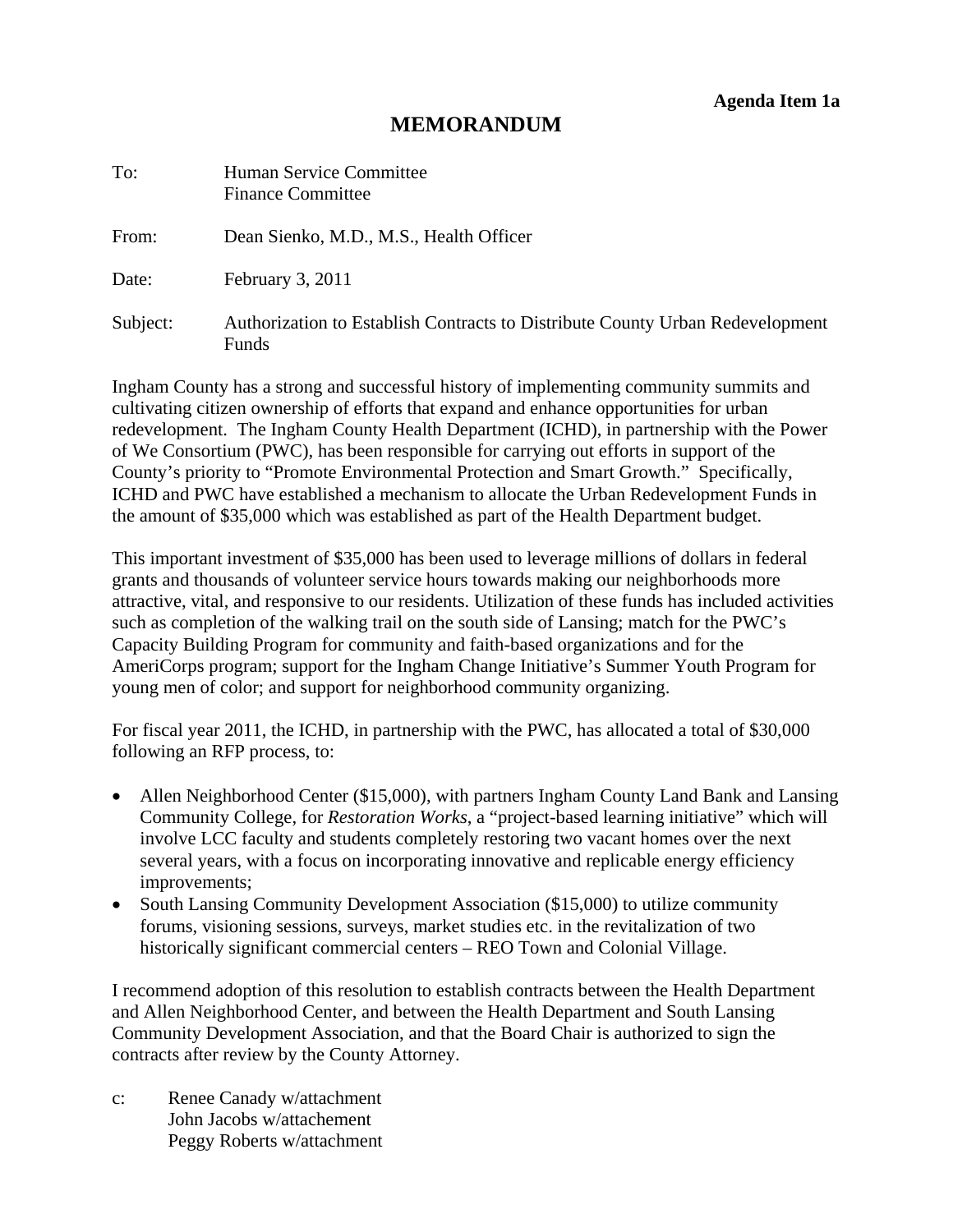**Agenda Item 1a**

# MEMORANDUM

To: Human Service Committee
Finance Committee

From: Dean Sienko, M.D., M.S., Health Officer

Date: February 3, 2011

Subject: Authorization to Establish Contracts to Distribute County Urban Redevelopment Funds

Ingham County has a strong and successful history of implementing community summits and cultivating citizen ownership of efforts that expand and enhance opportunities for urban redevelopment. The Ingham County Health Department (ICHD), in partnership with the Power of We Consortium (PWC), has been responsible for carrying out efforts in support of the County's priority to "Promote Environmental Protection and Smart Growth." Specifically, ICHD and PWC have established a mechanism to allocate the Urban Redevelopment Funds in the amount of $35,000 which was established as part of the Health Department budget.

This important investment of $35,000 has been used to leverage millions of dollars in federal grants and thousands of volunteer service hours towards making our neighborhoods more attractive, vital, and responsive to our residents. Utilization of these funds has included activities such as completion of the walking trail on the south side of Lansing; match for the PWC's Capacity Building Program for community and faith-based organizations and for the AmeriCorps program; support for the Ingham Change Initiative's Summer Youth Program for young men of color; and support for neighborhood community organizing.

For fiscal year 2011, the ICHD, in partnership with the PWC, has allocated a total of $30,000 following an RFP process, to:

- Allen Neighborhood Center ($15,000), with partners Ingham County Land Bank and Lansing Community College, for *Restoration Works*, a "project-based learning initiative" which will involve LCC faculty and students completely restoring two vacant homes over the next several years, with a focus on incorporating innovative and replicable energy efficiency improvements;
- South Lansing Community Development Association ($15,000) to utilize community forums, visioning sessions, surveys, market studies etc. in the revitalization of two historically significant commercial centers – REO Town and Colonial Village.

I recommend adoption of this resolution to establish contracts between the Health Department and Allen Neighborhood Center, and between the Health Department and South Lansing Community Development Association, and that the Board Chair is authorized to sign the contracts after review by the County Attorney.

c: Renee Canady w/attachment
John Jacobs w/attachement
Peggy Roberts w/attachment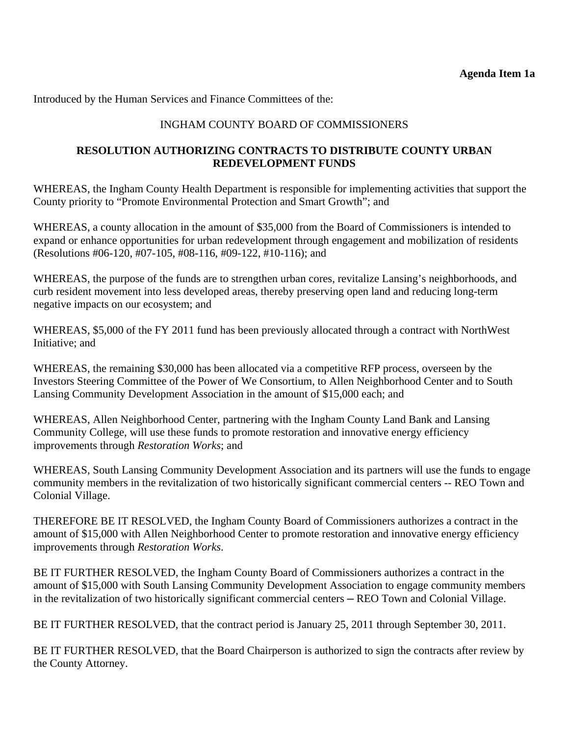**Agenda Item 1a**

Introduced by the Human Services and Finance Committees of the:

INGHAM COUNTY BOARD OF COMMISSIONERS

**RESOLUTION AUTHORIZING CONTRACTS TO DISTRIBUTE COUNTY URBAN REDEVELOPMENT FUNDS**

WHEREAS, the Ingham County Health Department is responsible for implementing activities that support the County priority to "Promote Environmental Protection and Smart Growth"; and

WHEREAS, a county allocation in the amount of $35,000 from the Board of Commissioners is intended to expand or enhance opportunities for urban redevelopment through engagement and mobilization of residents (Resolutions #06-120, #07-105, #08-116, #09-122, #10-116); and

WHEREAS, the purpose of the funds are to strengthen urban cores, revitalize Lansing's neighborhoods, and curb resident movement into less developed areas, thereby preserving open land and reducing long-term negative impacts on our ecosystem; and

WHEREAS, $5,000 of the FY 2011 fund has been previously allocated through a contract with NorthWest Initiative; and

WHEREAS, the remaining $30,000 has been allocated via a competitive RFP process, overseen by the Investors Steering Committee of the Power of We Consortium, to Allen Neighborhood Center and to South Lansing Community Development Association in the amount of $15,000 each; and

WHEREAS, Allen Neighborhood Center, partnering with the Ingham County Land Bank and Lansing Community College, will use these funds to promote restoration and innovative energy efficiency improvements through *Restoration Works*; and

WHEREAS, South Lansing Community Development Association and its partners will use the funds to engage community members in the revitalization of two historically significant commercial centers -- REO Town and Colonial Village.

THEREFORE BE IT RESOLVED, the Ingham County Board of Commissioners authorizes a contract in the amount of $15,000 with Allen Neighborhood Center to promote restoration and innovative energy efficiency improvements through *Restoration Works*.

BE IT FURTHER RESOLVED, the Ingham County Board of Commissioners authorizes a contract in the amount of $15,000 with South Lansing Community Development Association to engage community members in the revitalization of two historically significant commercial centers – REO Town and Colonial Village.

BE IT FURTHER RESOLVED, that the contract period is January 25, 2011 through September 30, 2011.

BE IT FURTHER RESOLVED, that the Board Chairperson is authorized to sign the contracts after review by the County Attorney.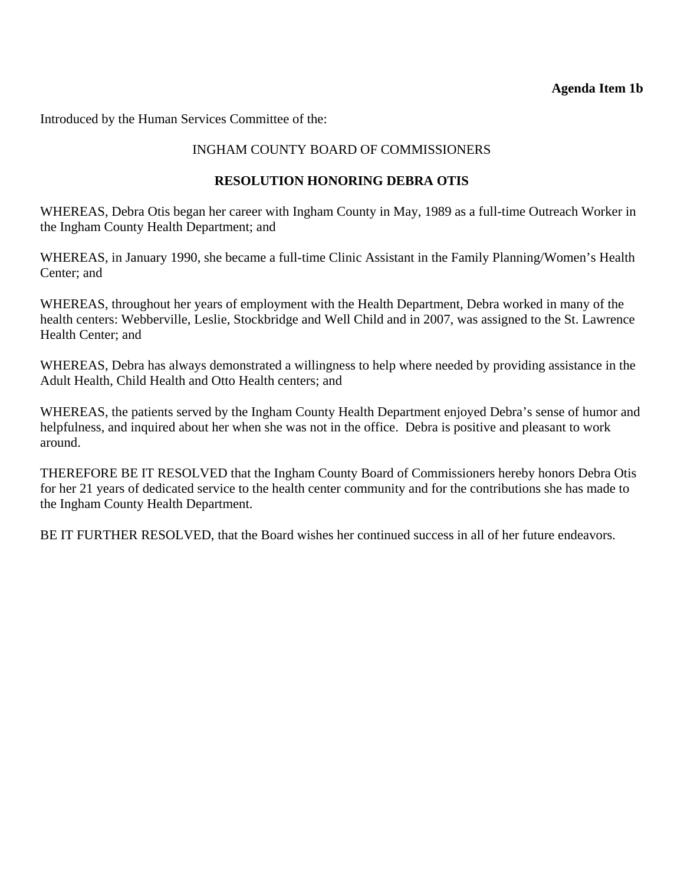**Agenda Item 1b**

Introduced by the Human Services Committee of the:

INGHAM COUNTY BOARD OF COMMISSIONERS

**RESOLUTION HONORING DEBRA OTIS**

WHEREAS, Debra Otis began her career with Ingham County in May, 1989 as a full-time Outreach Worker in the Ingham County Health Department; and

WHEREAS, in January 1990, she became a full-time Clinic Assistant in the Family Planning/Women's Health Center; and

WHEREAS, throughout her years of employment with the Health Department, Debra worked in many of the health centers: Webberville, Leslie, Stockbridge and Well Child and in 2007, was assigned to the St. Lawrence Health Center; and

WHEREAS, Debra has always demonstrated a willingness to help where needed by providing assistance in the Adult Health, Child Health and Otto Health centers; and

WHEREAS, the patients served by the Ingham County Health Department enjoyed Debra's sense of humor and helpfulness, and inquired about her when she was not in the office. Debra is positive and pleasant to work around.

THEREFORE BE IT RESOLVED that the Ingham County Board of Commissioners hereby honors Debra Otis for her 21 years of dedicated service to the health center community and for the contributions she has made to the Ingham County Health Department.

BE IT FURTHER RESOLVED, that the Board wishes her continued success in all of her future endeavors.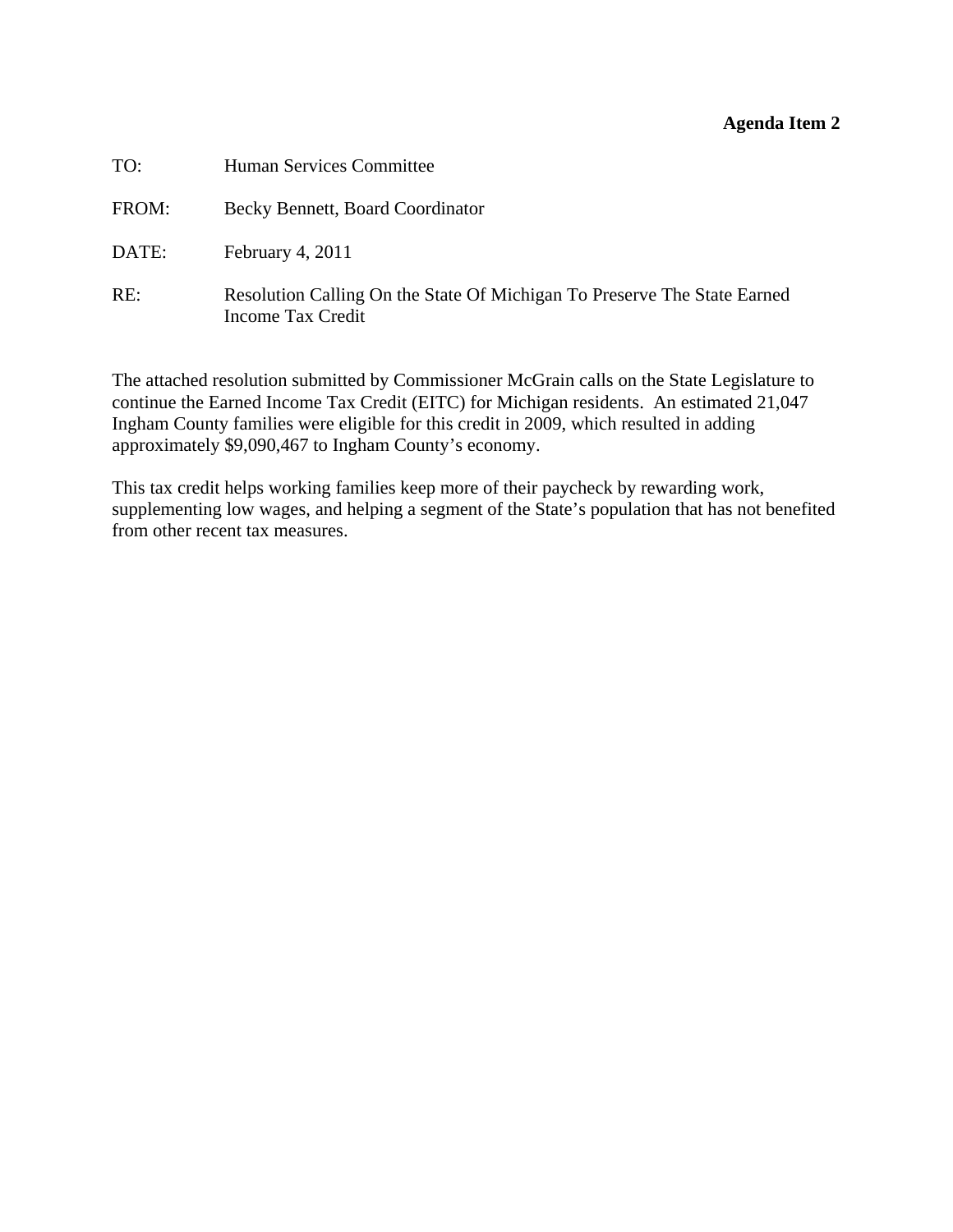**Agenda Item 2**

TO: Human Services Committee

FROM: Becky Bennett, Board Coordinator

DATE: February 4, 2011

RE: Resolution Calling On the State Of Michigan To Preserve The State Earned Income Tax Credit

The attached resolution submitted by Commissioner McGrain calls on the State Legislature to continue the Earned Income Tax Credit (EITC) for Michigan residents. An estimated 21,047 Ingham County families were eligible for this credit in 2009, which resulted in adding approximately $9,090,467 to Ingham County's economy.

This tax credit helps working families keep more of their paycheck by rewarding work, supplementing low wages, and helping a segment of the State's population that has not benefited from other recent tax measures.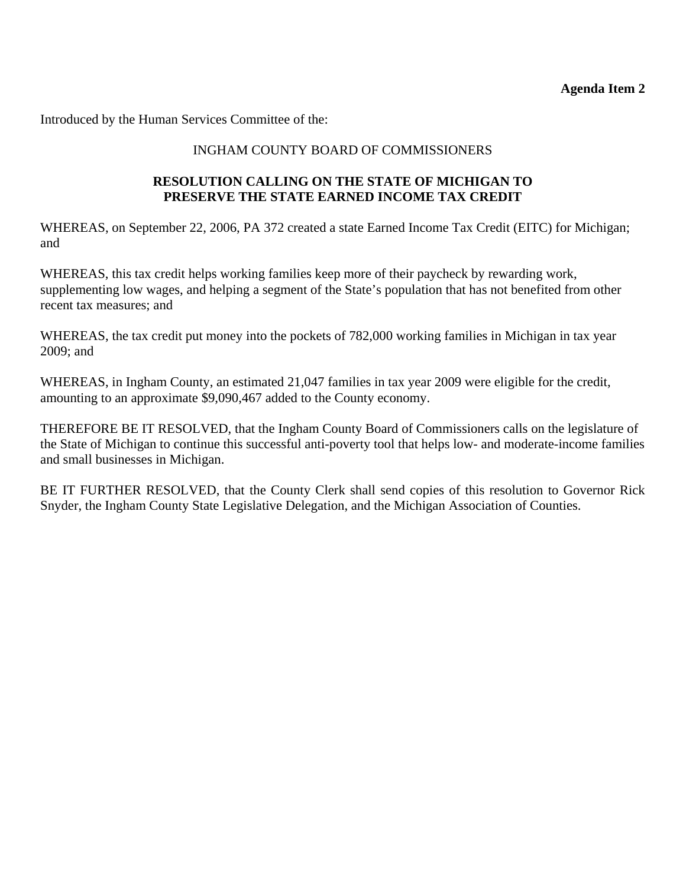**Agenda Item 2**

Introduced by the Human Services Committee of the:

INGHAM COUNTY BOARD OF COMMISSIONERS

**RESOLUTION CALLING ON THE STATE OF MICHIGAN TO PRESERVE THE STATE EARNED INCOME TAX CREDIT**

WHEREAS, on September 22, 2006, PA 372 created a state Earned Income Tax Credit (EITC) for Michigan; and

WHEREAS, this tax credit helps working families keep more of their paycheck by rewarding work, supplementing low wages, and helping a segment of the State's population that has not benefited from other recent tax measures; and

WHEREAS, the tax credit put money into the pockets of 782,000 working families in Michigan in tax year 2009; and

WHEREAS, in Ingham County, an estimated 21,047 families in tax year 2009 were eligible for the credit, amounting to an approximate $9,090,467 added to the County economy.

THEREFORE BE IT RESOLVED, that the Ingham County Board of Commissioners calls on the legislature of the State of Michigan to continue this successful anti-poverty tool that helps low- and moderate-income families and small businesses in Michigan.

BE IT FURTHER RESOLVED, that the County Clerk shall send copies of this resolution to Governor Rick Snyder, the Ingham County State Legislative Delegation, and the Michigan Association of Counties.